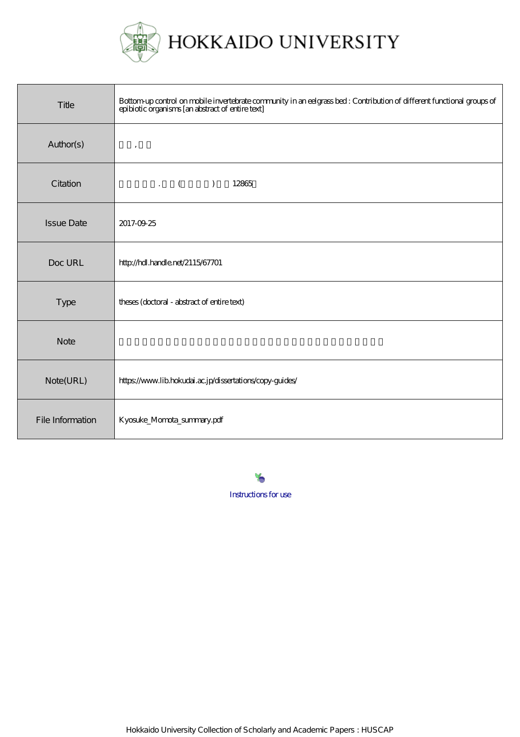HOKKAIDO UNIVERSITY

| Title | Bottom-up control on mobile invertebrate community in an eelgrass bed : Contribution of different functional groups of epibiotic organisms [an abstract of entire text] |
| --- | --- |
| Author(s) | , |
| Citation | . ( ) 12865 |
| Issue Date | 2017-09-25 |
| Doc URL | http://hdl.handle.net/2115/67701 |
| Type | theses (doctoral - abstract of entire text) |
| Note | |
| Note(URL) | https://www.lib.hokudai.ac.jp/dissertations/copy-guides/ |
| File Information | Kyosuke_Momota_summary.pdf |

Instructions for use

Hokkaido University Collection of Scholarly and Academic Papers : HUSCAP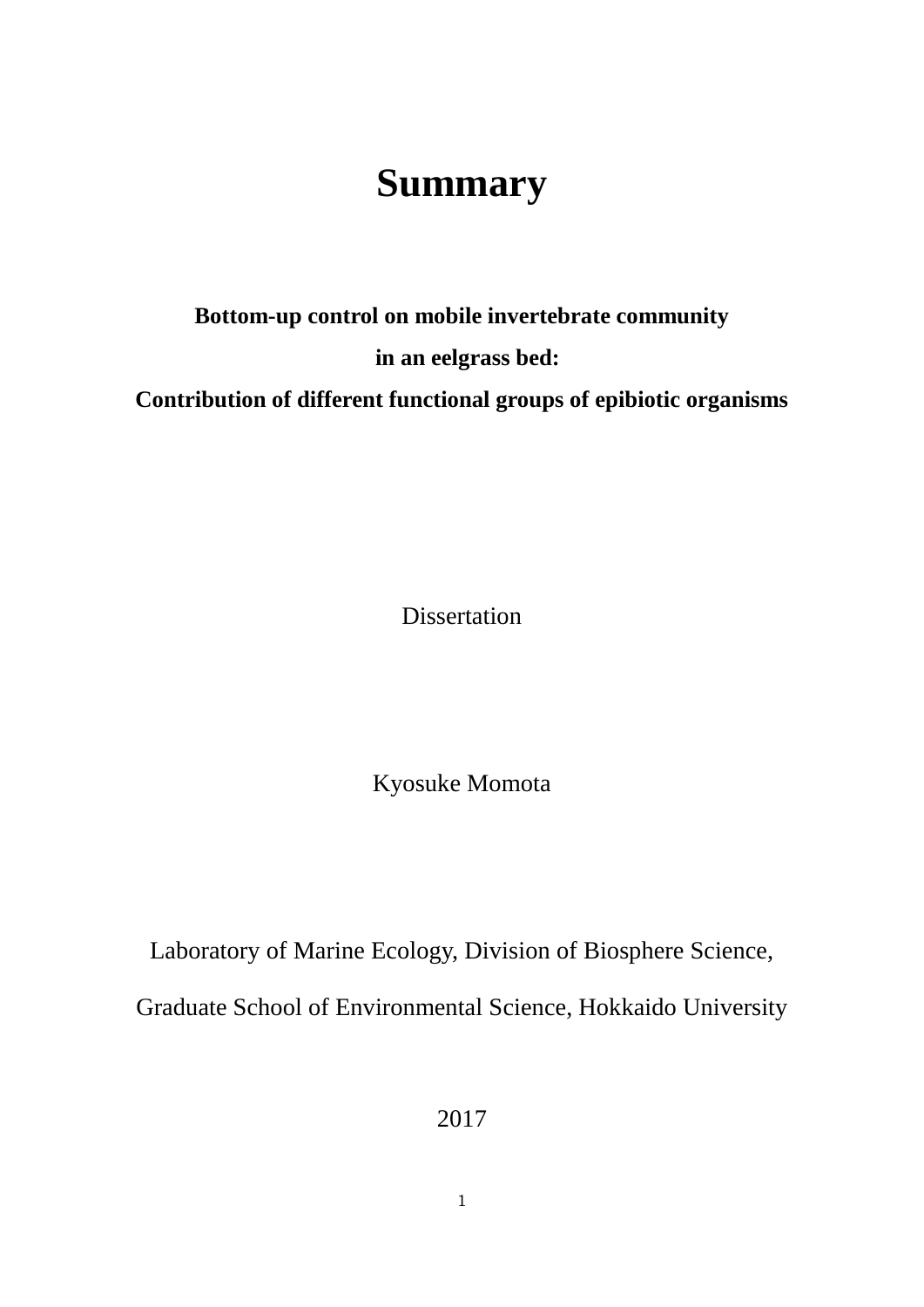# Summary

**Bottom-up control on mobile invertebrate community**

**in an eelgrass bed:**

**Contribution of different functional groups of epibiotic organisms**

Dissertation

Kyosuke Momota

Laboratory of Marine Ecology, Division of Biosphere Science,

Graduate School of Environmental Science, Hokkaido University

2017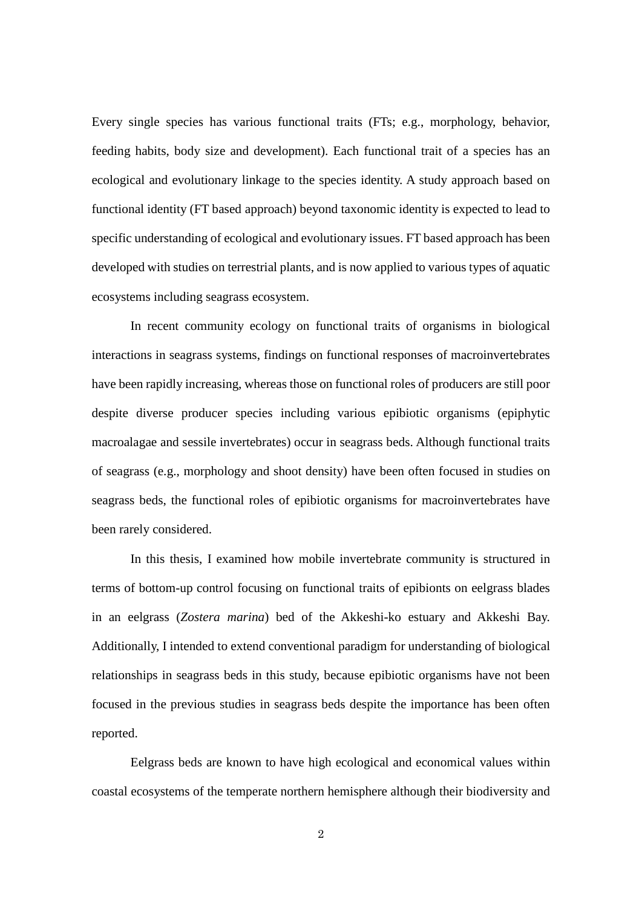Every single species has various functional traits (FTs; e.g., morphology, behavior, feeding habits, body size and development). Each functional trait of a species has an ecological and evolutionary linkage to the species identity. A study approach based on functional identity (FT based approach) beyond taxonomic identity is expected to lead to specific understanding of ecological and evolutionary issues. FT based approach has been developed with studies on terrestrial plants, and is now applied to various types of aquatic ecosystems including seagrass ecosystem.

In recent community ecology on functional traits of organisms in biological interactions in seagrass systems, findings on functional responses of macroinvertebrates have been rapidly increasing, whereas those on functional roles of producers are still poor despite diverse producer species including various epibiotic organisms (epiphytic macroalagae and sessile invertebrates) occur in seagrass beds. Although functional traits of seagrass (e.g., morphology and shoot density) have been often focused in studies on seagrass beds, the functional roles of epibiotic organisms for macroinvertebrates have been rarely considered.

In this thesis, I examined how mobile invertebrate community is structured in terms of bottom-up control focusing on functional traits of epibionts on eelgrass blades in an eelgrass (*Zostera marina*) bed of the Akkeshi-ko estuary and Akkeshi Bay. Additionally, I intended to extend conventional paradigm for understanding of biological relationships in seagrass beds in this study, because epibiotic organisms have not been focused in the previous studies in seagrass beds despite the importance has been often reported.

Eelgrass beds are known to have high ecological and economical values within coastal ecosystems of the temperate northern hemisphere although their biodiversity and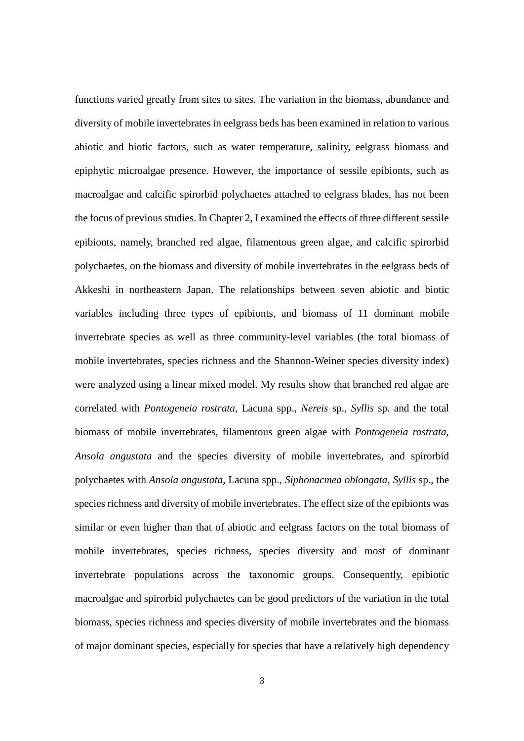functions varied greatly from sites to sites. The variation in the biomass, abundance and diversity of mobile invertebrates in eelgrass beds has been examined in relation to various abiotic and biotic factors, such as water temperature, salinity, eelgrass biomass and epiphytic microalgae presence. However, the importance of sessile epibionts, such as macroalgae and calcific spirorbid polychaetes attached to eelgrass blades, has not been the focus of previous studies. In Chapter 2, I examined the effects of three different sessile epibionts, namely, branched red algae, filamentous green algae, and calcific spirorbid polychaetes, on the biomass and diversity of mobile invertebrates in the eelgrass beds of Akkeshi in northeastern Japan. The relationships between seven abiotic and biotic variables including three types of epibionts, and biomass of 11 dominant mobile invertebrate species as well as three community-level variables (the total biomass of mobile invertebrates, species richness and the Shannon-Weiner species diversity index) were analyzed using a linear mixed model. My results show that branched red algae are correlated with *Pontogeneia rostrata*, Lacuna spp., *Nereis* sp., *Syllis* sp. and the total biomass of mobile invertebrates, filamentous green algae with *Pontogeneia rostrata*, *Ansola angustata* and the species diversity of mobile invertebrates, and spirorbid polychaetes with *Ansola angustata*, Lacuna spp., *Siphonacmea oblongata*, *Syllis* sp., the species richness and diversity of mobile invertebrates. The effect size of the epibionts was similar or even higher than that of abiotic and eelgrass factors on the total biomass of mobile invertebrates, species richness, species diversity and most of dominant invertebrate populations across the taxonomic groups. Consequently, epibiotic macroalgae and spirorbid polychaetes can be good predictors of the variation in the total biomass, species richness and species diversity of mobile invertebrates and the biomass of major dominant species, especially for species that have a relatively high dependency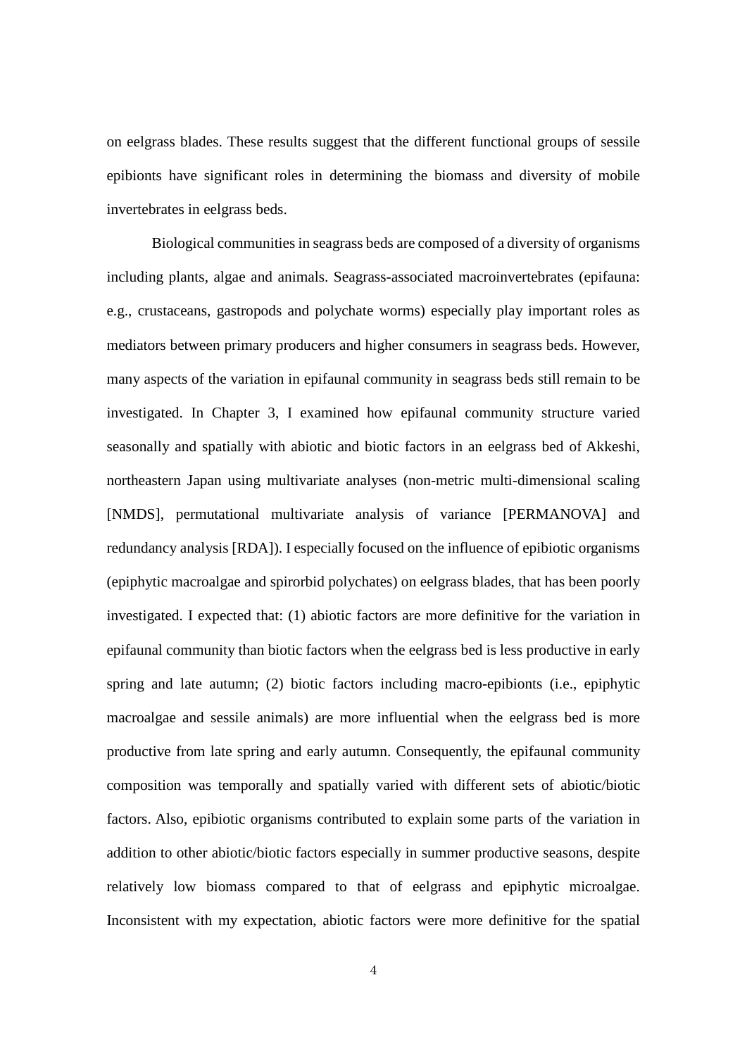on eelgrass blades. These results suggest that the different functional groups of sessile epibionts have significant roles in determining the biomass and diversity of mobile invertebrates in eelgrass beds.

Biological communities in seagrass beds are composed of a diversity of organisms including plants, algae and animals. Seagrass-associated macroinvertebrates (epifauna: e.g., crustaceans, gastropods and polychate worms) especially play important roles as mediators between primary producers and higher consumers in seagrass beds. However, many aspects of the variation in epifaunal community in seagrass beds still remain to be investigated. In Chapter 3, I examined how epifaunal community structure varied seasonally and spatially with abiotic and biotic factors in an eelgrass bed of Akkeshi, northeastern Japan using multivariate analyses (non-metric multi-dimensional scaling [NMDS], permutational multivariate analysis of variance [PERMANOVA] and redundancy analysis [RDA]). I especially focused on the influence of epibiotic organisms (epiphytic macroalgae and spirorbid polychates) on eelgrass blades, that has been poorly investigated. I expected that: (1) abiotic factors are more definitive for the variation in epifaunal community than biotic factors when the eelgrass bed is less productive in early spring and late autumn; (2) biotic factors including macro-epibionts (i.e., epiphytic macroalgae and sessile animals) are more influential when the eelgrass bed is more productive from late spring and early autumn. Consequently, the epifaunal community composition was temporally and spatially varied with different sets of abiotic/biotic factors. Also, epibiotic organisms contributed to explain some parts of the variation in addition to other abiotic/biotic factors especially in summer productive seasons, despite relatively low biomass compared to that of eelgrass and epiphytic microalgae. Inconsistent with my expectation, abiotic factors were more definitive for the spatial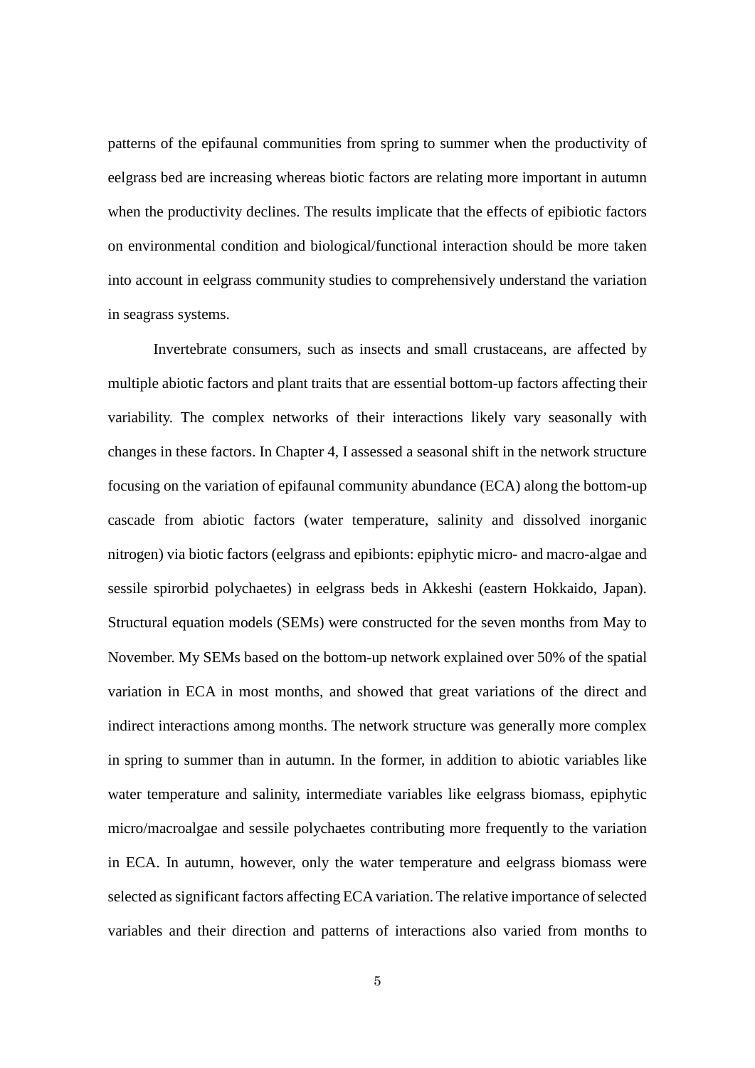patterns of the epifaunal communities from spring to summer when the productivity of eelgrass bed are increasing whereas biotic factors are relating more important in autumn when the productivity declines. The results implicate that the effects of epibiotic factors on environmental condition and biological/functional interaction should be more taken into account in eelgrass community studies to comprehensively understand the variation in seagrass systems.

Invertebrate consumers, such as insects and small crustaceans, are affected by multiple abiotic factors and plant traits that are essential bottom-up factors affecting their variability. The complex networks of their interactions likely vary seasonally with changes in these factors. In Chapter 4, I assessed a seasonal shift in the network structure focusing on the variation of epifaunal community abundance (ECA) along the bottom-up cascade from abiotic factors (water temperature, salinity and dissolved inorganic nitrogen) via biotic factors (eelgrass and epibionts: epiphytic micro- and macro-algae and sessile spirorbid polychaetes) in eelgrass beds in Akkeshi (eastern Hokkaido, Japan). Structural equation models (SEMs) were constructed for the seven months from May to November. My SEMs based on the bottom-up network explained over 50% of the spatial variation in ECA in most months, and showed that great variations of the direct and indirect interactions among months. The network structure was generally more complex in spring to summer than in autumn. In the former, in addition to abiotic variables like water temperature and salinity, intermediate variables like eelgrass biomass, epiphytic micro/macroalgae and sessile polychaetes contributing more frequently to the variation in ECA. In autumn, however, only the water temperature and eelgrass biomass were selected as significant factors affecting ECA variation. The relative importance of selected variables and their direction and patterns of interactions also varied from months to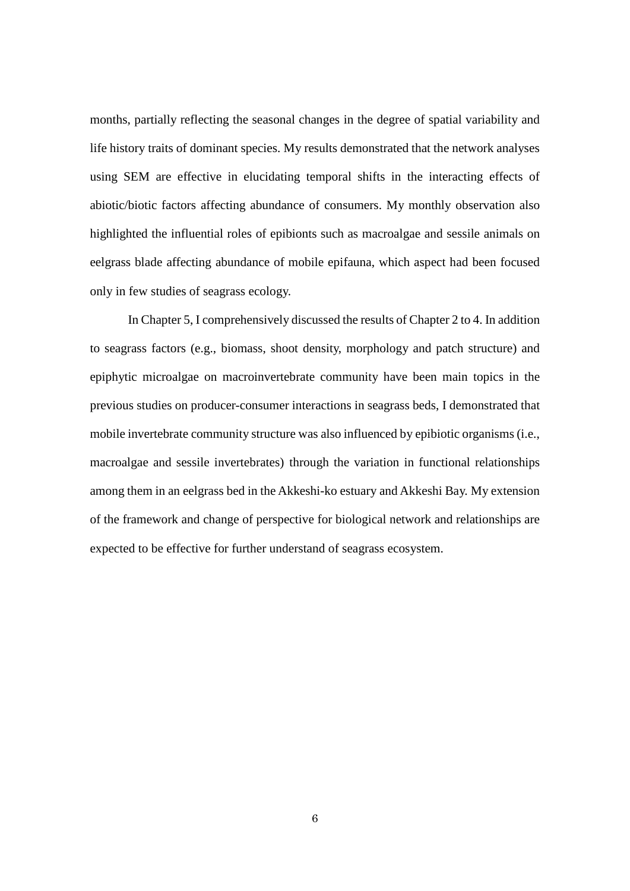months, partially reflecting the seasonal changes in the degree of spatial variability and life history traits of dominant species. My results demonstrated that the network analyses using SEM are effective in elucidating temporal shifts in the interacting effects of abiotic/biotic factors affecting abundance of consumers. My monthly observation also highlighted the influential roles of epibionts such as macroalgae and sessile animals on eelgrass blade affecting abundance of mobile epifauna, which aspect had been focused only in few studies of seagrass ecology.

In Chapter 5, I comprehensively discussed the results of Chapter 2 to 4. In addition to seagrass factors (e.g., biomass, shoot density, morphology and patch structure) and epiphytic microalgae on macroinvertebrate community have been main topics in the previous studies on producer-consumer interactions in seagrass beds, I demonstrated that mobile invertebrate community structure was also influenced by epibiotic organisms (i.e., macroalgae and sessile invertebrates) through the variation in functional relationships among them in an eelgrass bed in the Akkeshi-ko estuary and Akkeshi Bay. My extension of the framework and change of perspective for biological network and relationships are expected to be effective for further understand of seagrass ecosystem.